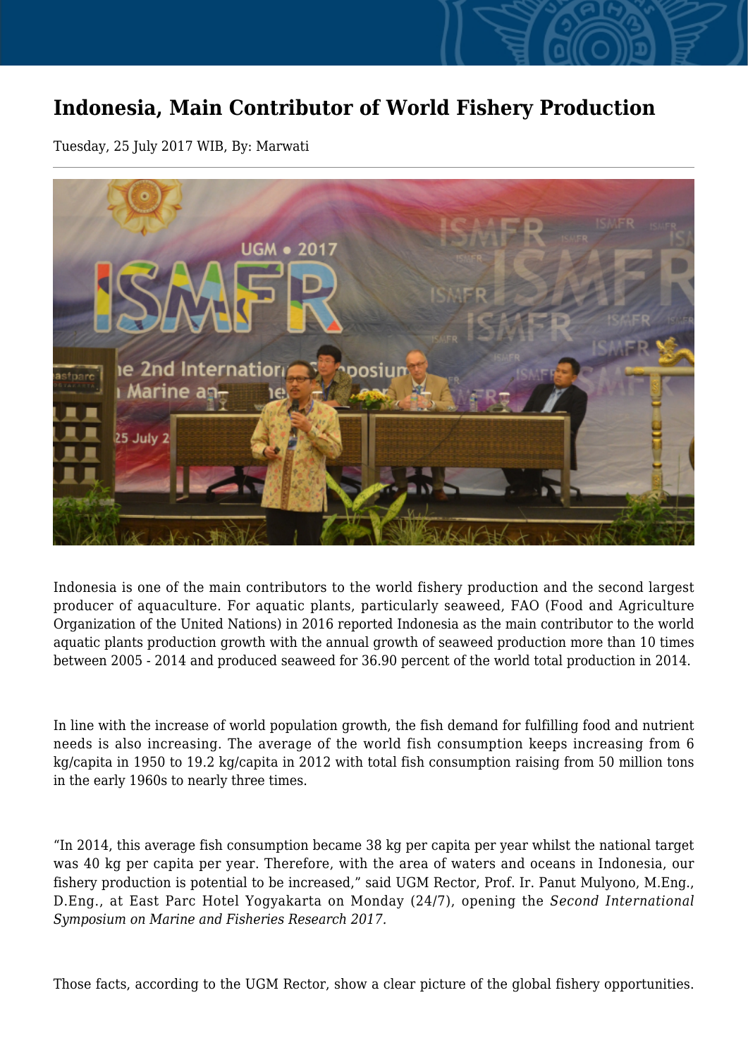# Indonesia, Main Contributor of World Fishery Production

Tuesday, 25 July 2017 WIB, By: Marwati

Indonesia is one of the main contributors to the world fishery production and the second largest producer of aquaculture. For aquatic plants, particularly seaweed, FAO (Food and Agriculture Organization of the United Nations) in 2016 reported Indonesia as the main contributor to the world aquatic plants production growth with the annual growth of seaweed production more than 10 times between 2005 - 2014 and produced seaweed for 36.90 percent of the world total production in 2014.

In line with the increase of world population growth, the fish demand for fulfilling food and nutrient needs is also increasing. The average of the world fish consumption keeps increasing from 6 kg/capita in 1950 to 19.2 kg/capita in 2012 with total fish consumption raising from 50 million tons in the early 1960s to nearly three times.

"In 2014, this average fish consumption became 38 kg per capita per year whilst the national target was 40 kg per capita per year. Therefore, with the area of waters and oceans in Indonesia, our fishery production is potential to be increased," said UGM Rector, Prof. Ir. Panut Mulyono, M.Eng., D.Eng., at East Parc Hotel Yogyakarta on Monday (24/7), opening the *Second International Symposium on Marine and Fisheries Research 2017*.

Those facts, according to the UGM Rector, show a clear picture of the global fishery opportunities.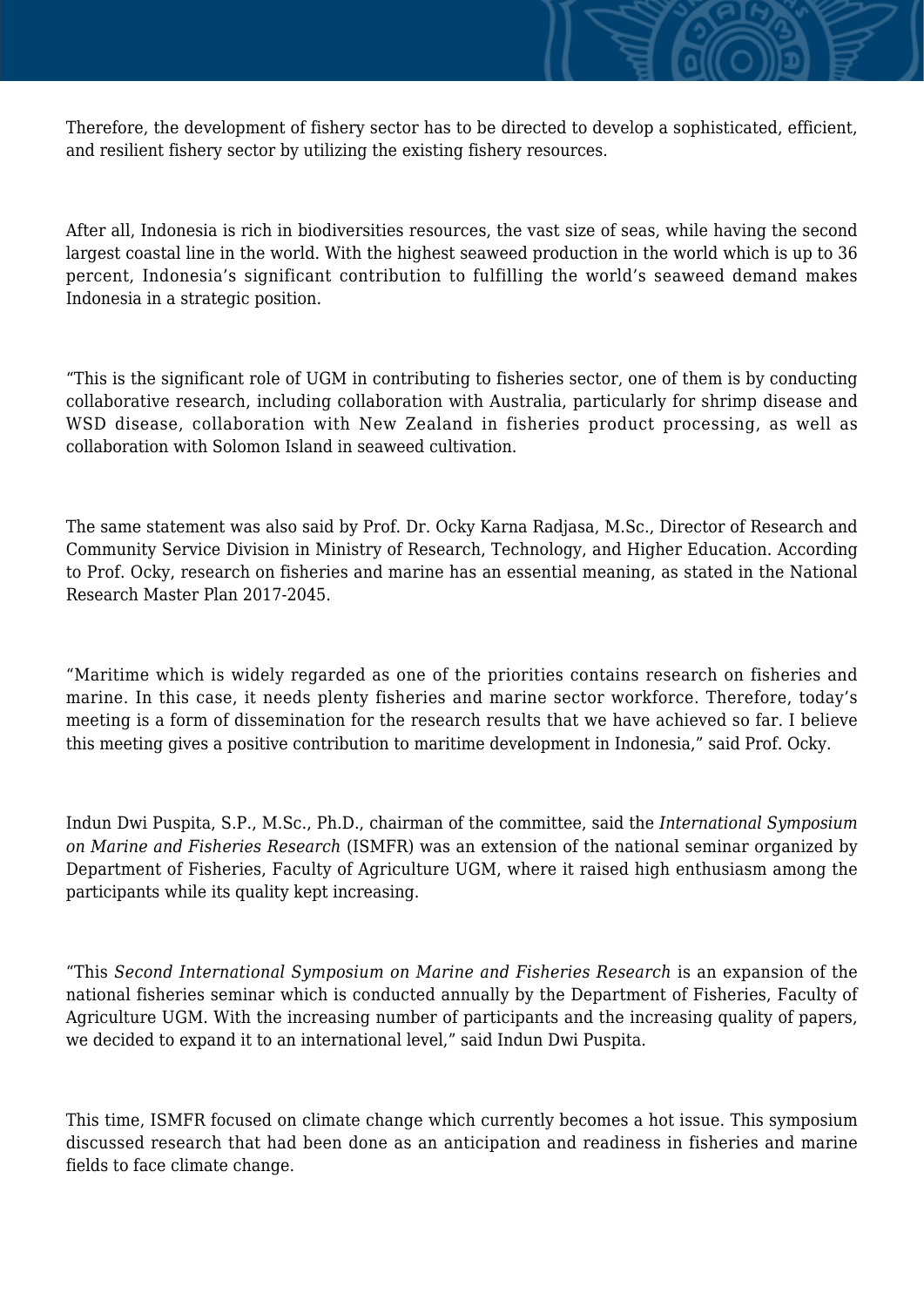Therefore, the development of fishery sector has to be directed to develop a sophisticated, efficient, and resilient fishery sector by utilizing the existing fishery resources.

After all, Indonesia is rich in biodiversities resources, the vast size of seas, while having the second largest coastal line in the world. With the highest seaweed production in the world which is up to 36 percent, Indonesia's significant contribution to fulfilling the world's seaweed demand makes Indonesia in a strategic position.

"This is the significant role of UGM in contributing to fisheries sector, one of them is by conducting collaborative research, including collaboration with Australia, particularly for shrimp disease and WSD disease, collaboration with New Zealand in fisheries product processing, as well as collaboration with Solomon Island in seaweed cultivation.

The same statement was also said by Prof. Dr. Ocky Karna Radjasa, M.Sc., Director of Research and Community Service Division in Ministry of Research, Technology, and Higher Education. According to Prof. Ocky, research on fisheries and marine has an essential meaning, as stated in the National Research Master Plan 2017-2045.

"Maritime which is widely regarded as one of the priorities contains research on fisheries and marine. In this case, it needs plenty fisheries and marine sector workforce. Therefore, today's meeting is a form of dissemination for the research results that we have achieved so far. I believe this meeting gives a positive contribution to maritime development in Indonesia," said Prof. Ocky.

Indun Dwi Puspita, S.P., M.Sc., Ph.D., chairman of the committee, said the *International Symposium on Marine and Fisheries Research* (ISMFR) was an extension of the national seminar organized by Department of Fisheries, Faculty of Agriculture UGM, where it raised high enthusiasm among the participants while its quality kept increasing.

"This *Second International Symposium on Marine and Fisheries Research* is an expansion of the national fisheries seminar which is conducted annually by the Department of Fisheries, Faculty of Agriculture UGM. With the increasing number of participants and the increasing quality of papers, we decided to expand it to an international level," said Indun Dwi Puspita.

This time, ISMFR focused on climate change which currently becomes a hot issue. This symposium discussed research that had been done as an anticipation and readiness in fisheries and marine fields to face climate change.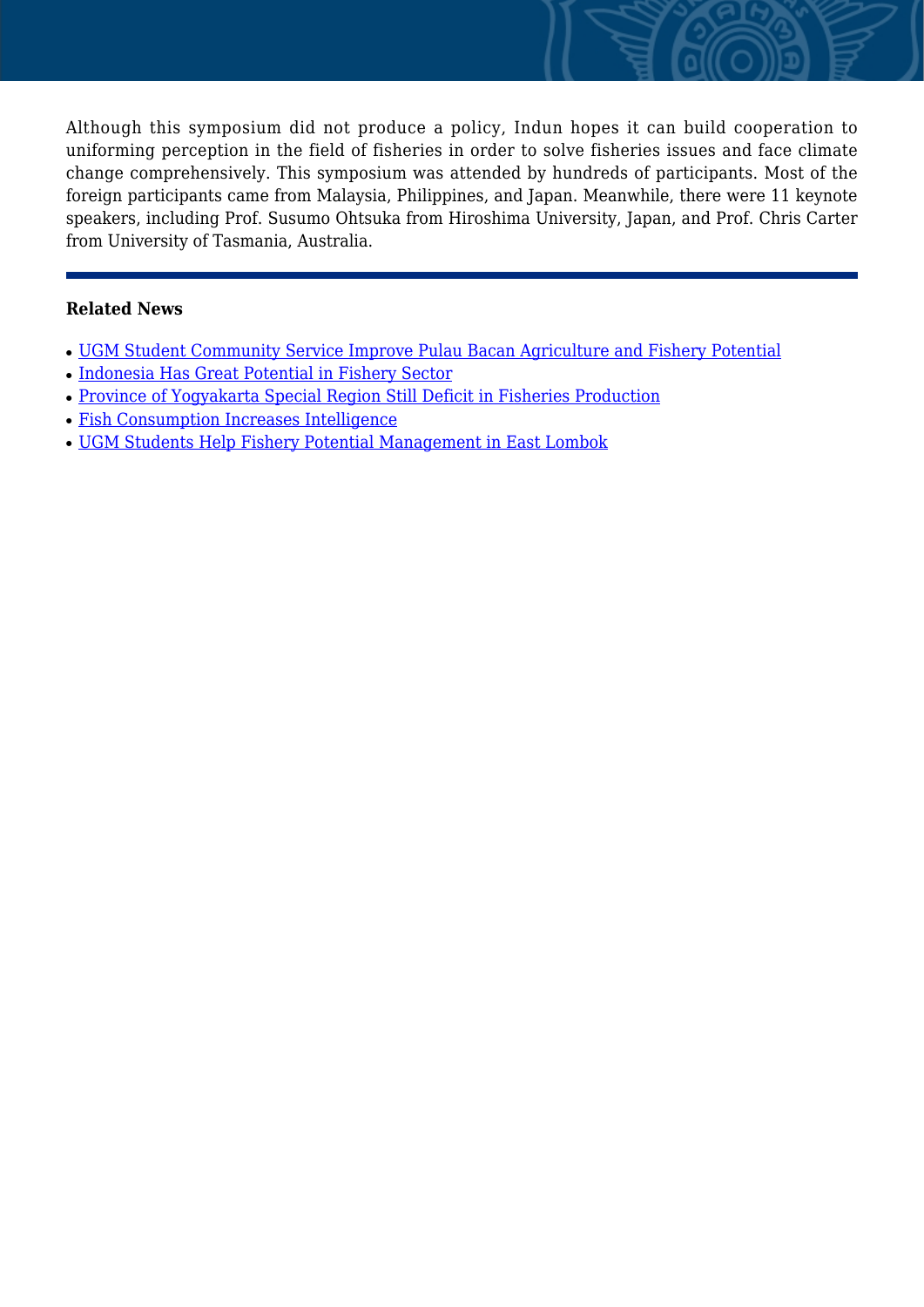Although this symposium did not produce a policy, Indun hopes it can build cooperation to uniforming perception in the field of fisheries in order to solve fisheries issues and face climate change comprehensively. This symposium was attended by hundreds of participants. Most of the foreign participants came from Malaysia, Philippines, and Japan. Meanwhile, there were 11 keynote speakers, including Prof. Susumo Ohtsuka from Hiroshima University, Japan, and Prof. Chris Carter from University of Tasmania, Australia.

---

**Related News**

- UGM Student Community Service Improve Pulau Bacan Agriculture and Fishery Potential
- Indonesia Has Great Potential in Fishery Sector
- Province of Yogyakarta Special Region Still Deficit in Fisheries Production
- Fish Consumption Increases Intelligence
- UGM Students Help Fishery Potential Management in East Lombok